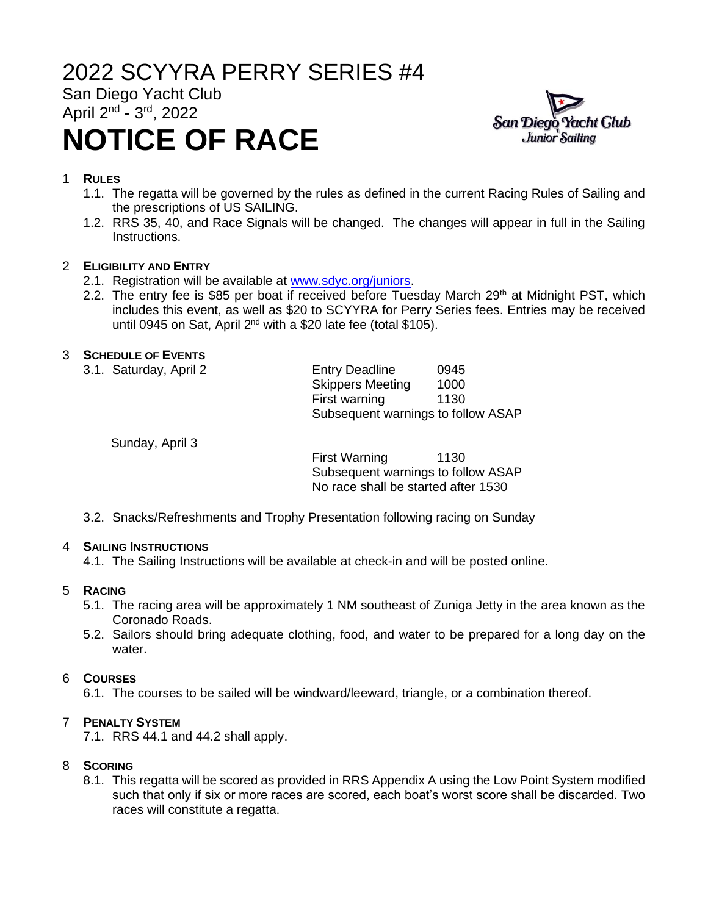# 2022 SCYYRA PERRY SERIES #4

San Diego Yacht Club

April 2nd - 3rd, 2022

# NOTICE OF RACE

## 1 RULES

1.1. The regatta will be governed by the rules as defined in the current Racing Rules of Sailing and the prescriptions of US SAILING.

1.2. RRS 35, 40, and Race Signals will be changed. The changes will appear in full in the Sailing Instructions.

## 2 ELIGIBILITY AND ENTRY

2.1. Registration will be available at [www.sdyc.org/juniors](http://www.sdyc.org/juniors).

2.2. The entry fee is $85 per boat if received before Tuesday March 29th at Midnight PST, which includes this event, as well as $20 to SCYYRA for Perry Series fees. Entries may be received until 0945 on Sat, April 2nd with a $20 late fee (total $105).

## 3 SCHEDULE OF EVENTS

3.1. Saturday, April 2

| | | |
|---|---|---|
| Saturday, April 2 | Entry Deadline | 0945 |
| | Skippers Meeting | 1000 |
| | First warning | 1130 |
| | Subsequent warnings to follow ASAP | |
| Sunday, April 3 | First Warning | 1130 |
| | Subsequent warnings to follow ASAP | |
| | No race shall be started after 1530 | |

3.2. Snacks/Refreshments and Trophy Presentation following racing on Sunday

## 4 SAILING INSTRUCTIONS

4.1. The Sailing Instructions will be available at check-in and will be posted online.

## 5 RACING

5.1. The racing area will be approximately 1 NM southeast of Zuniga Jetty in the area known as the Coronado Roads.

5.2. Sailors should bring adequate clothing, food, and water to be prepared for a long day on the water.

## 6 COURSES

6.1. The courses to be sailed will be windward/leeward, triangle, or a combination thereof.

## 7 PENALTY SYSTEM

7.1. RRS 44.1 and 44.2 shall apply.

## 8 SCORING

8.1. This regatta will be scored as provided in RRS Appendix A using the Low Point System modified such that only if six or more races are scored, each boat's worst score shall be discarded. Two races will constitute a regatta.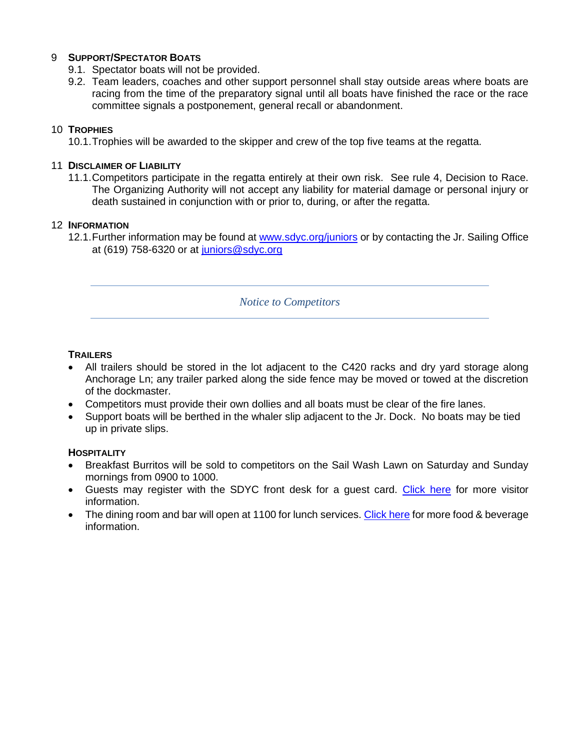## 9 Support/Spectator Boats

9.1. Spectator boats will not be provided.

9.2. Team leaders, coaches and other support personnel shall stay outside areas where boats are racing from the time of the preparatory signal until all boats have finished the race or the race committee signals a postponement, general recall or abandonment.

## 10 Trophies

10.1. Trophies will be awarded to the skipper and crew of the top five teams at the regatta.

## 11 Disclaimer of Liability

11.1. Competitors participate in the regatta entirely at their own risk. See rule 4, Decision to Race. The Organizing Authority will not accept any liability for material damage or personal injury or death sustained in conjunction with or prior to, during, or after the regatta.

## 12 Information

12.1. Further information may be found at www.sdyc.org/juniors or by contacting the Jr. Sailing Office at (619) 758-6320 or at juniors@sdyc.org

---

*Notice to Competitors*

---

### Trailers

- All trailers should be stored in the lot adjacent to the C420 racks and dry yard storage along Anchorage Ln; any trailer parked along the side fence may be moved or towed at the discretion of the dockmaster.
- Competitors must provide their own dollies and all boats must be clear of the fire lanes.
- Support boats will be berthed in the whaler slip adjacent to the Jr. Dock. No boats may be tied up in private slips.

### Hospitality

- Breakfast Burritos will be sold to competitors on the Sail Wash Lawn on Saturday and Sunday mornings from 0900 to 1000.
- Guests may register with the SDYC front desk for a guest card. Click here for more visitor information.
- The dining room and bar will open at 1100 for lunch services. Click here for more food & beverage information.